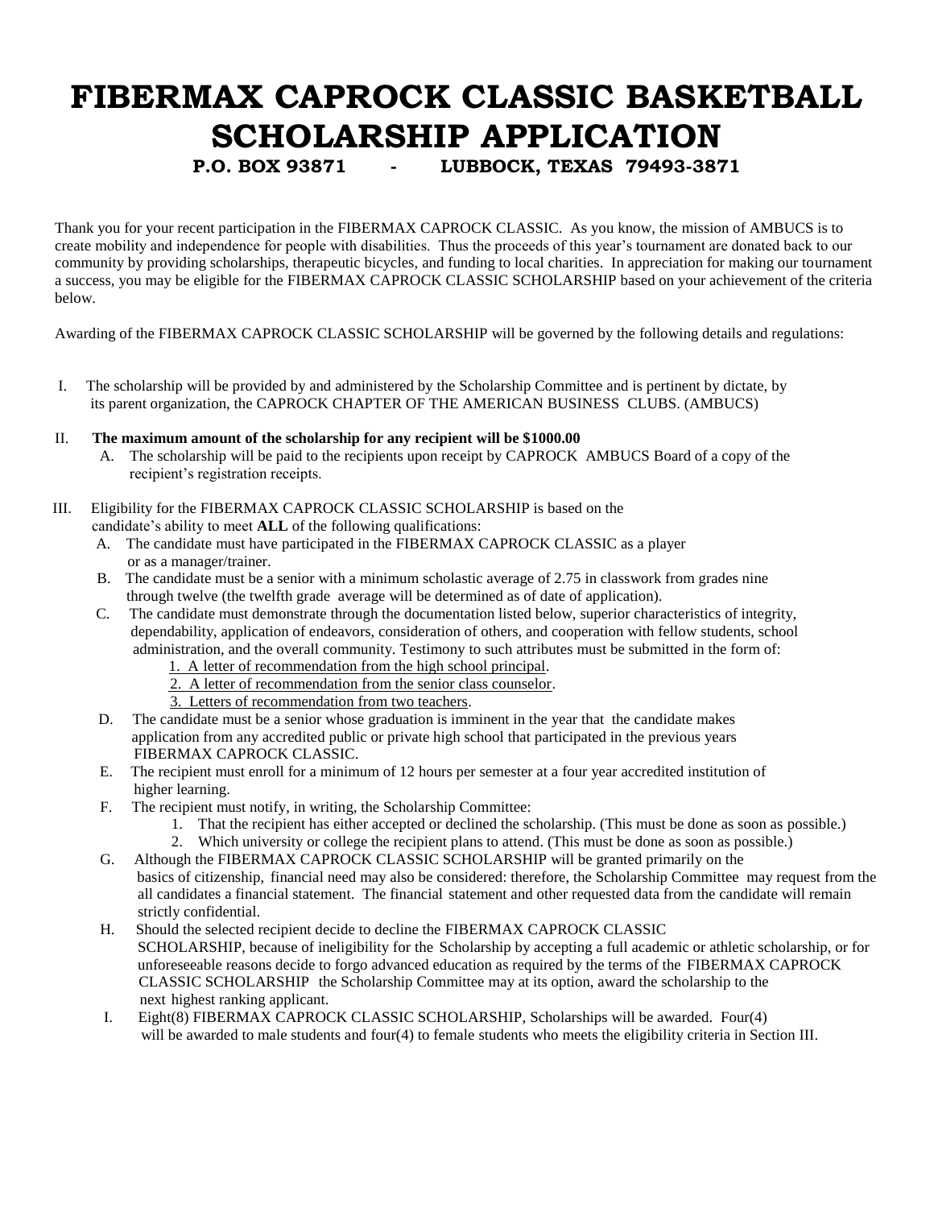# FIBERMAX CAPROCK CLASSIC BASKETBALL SCHOLARSHIP APPLICATION

**P.O. BOX 93871 - LUBBOCK, TEXAS 79493-3871**

Thank you for your recent participation in the FIBERMAX CAPROCK CLASSIC. As you know, the mission of AMBUCS is to create mobility and independence for people with disabilities. Thus the proceeds of this year's tournament are donated back to our community by providing scholarships, therapeutic bicycles, and funding to local charities. In appreciation for making our tournament a success, you may be eligible for the FIBERMAX CAPROCK CLASSIC SCHOLARSHIP based on your achievement of the criteria below.

Awarding of the FIBERMAX CAPROCK CLASSIC SCHOLARSHIP will be governed by the following details and regulations:

I. The scholarship will be provided by and administered by the Scholarship Committee and is pertinent by dictate, by its parent organization, the CAPROCK CHAPTER OF THE AMERICAN BUSINESS CLUBS. (AMBUCS)

II. **The maximum amount of the scholarship for any recipient will be $1000.00**

   A. The scholarship will be paid to the recipients upon receipt by CAPROCK AMBUCS Board of a copy of the recipient's registration receipts.

III. Eligibility for the FIBERMAX CAPROCK CLASSIC SCHOLARSHIP is based on the candidate's ability to meet **ALL** of the following qualifications:

   A. The candidate must have participated in the FIBERMAX CAPROCK CLASSIC as a player or as a manager/trainer.

   B. The candidate must be a senior with a minimum scholastic average of 2.75 in classwork from grades nine through twelve (the twelfth grade average will be determined as of date of application).

   C. The candidate must demonstrate through the documentation listed below, superior characteristics of integrity, dependability, application of endeavors, consideration of others, and cooperation with fellow students, school administration, and the overall community. Testimony to such attributes must be submitted in the form of:

      1. <u>A letter of recommendation from the high school principal</u>.
      2. <u>A letter of recommendation from the senior class counselor</u>.
      3. <u>Letters of recommendation from two teachers</u>.

   D. The candidate must be a senior whose graduation is imminent in the year that the candidate makes application from any accredited public or private high school that participated in the previous years FIBERMAX CAPROCK CLASSIC.

   E. The recipient must enroll for a minimum of 12 hours per semester at a four year accredited institution of higher learning.

   F. The recipient must notify, in writing, the Scholarship Committee:

      1. That the recipient has either accepted or declined the scholarship. (This must be done as soon as possible.)
      2. Which university or college the recipient plans to attend. (This must be done as soon as possible.)

   G. Although the FIBERMAX CAPROCK CLASSIC SCHOLARSHIP will be granted primarily on the basics of citizenship, financial need may also be considered: therefore, the Scholarship Committee may request from the all candidates a financial statement. The financial statement and other requested data from the candidate will remain strictly confidential.

   H. Should the selected recipient decide to decline the FIBERMAX CAPROCK CLASSIC SCHOLARSHIP, because of ineligibility for the Scholarship by accepting a full academic or athletic scholarship, or for unforeseeable reasons decide to forgo advanced education as required by the terms of the FIBERMAX CAPROCK CLASSIC SCHOLARSHIP the Scholarship Committee may at its option, award the scholarship to the next highest ranking applicant.

   I. Eight(8) FIBERMAX CAPROCK CLASSIC SCHOLARSHIP, Scholarships will be awarded. Four(4) will be awarded to male students and four(4) to female students who meets the eligibility criteria in Section III.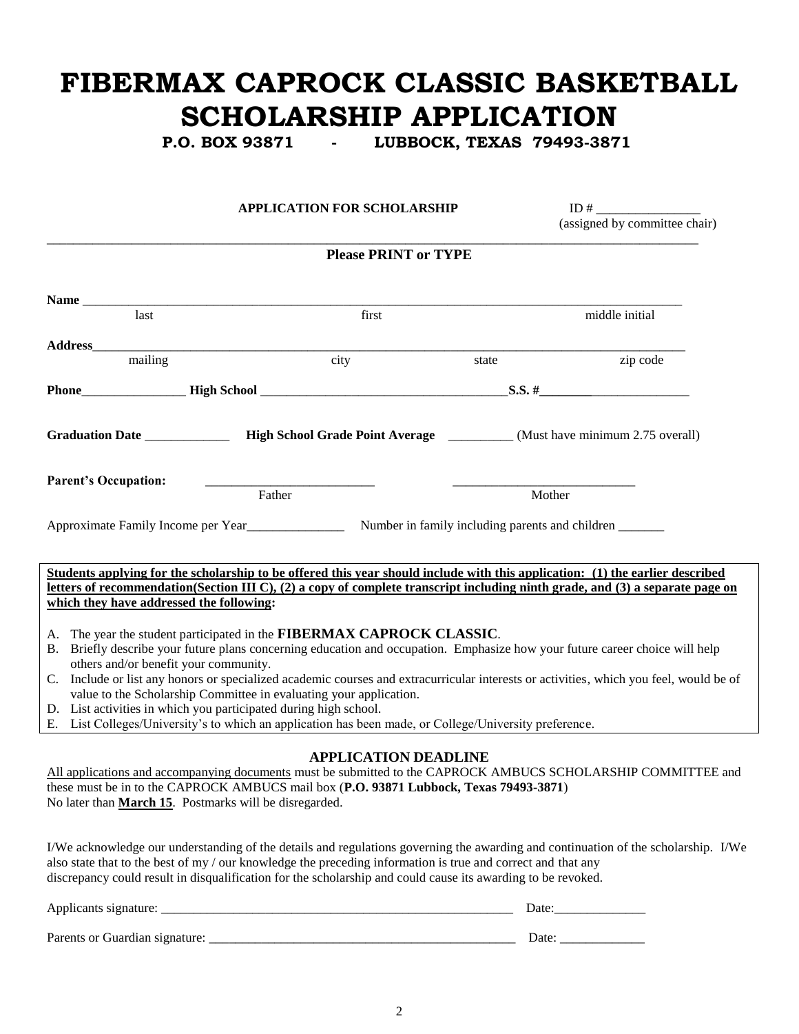# FIBERMAX CAPROCK CLASSIC BASKETBALL SCHOLARSHIP APPLICATION

**P.O. BOX 93871 - LUBBOCK, TEXAS 79493-3871**

**APPLICATION FOR SCHOLARSHIP**

ID # ________________
(assigned by committee chair)

**Please PRINT or TYPE**

**Name** ______________________________________________________________
last first middle initial

**Address**____________________________________________________________
mailing city state zip code

**Phone**________________ **High School** ______________________________ **S.S. #**________________

**Graduation Date** _____________ **High School Grade Point Average** _________ (Must have minimum 2.75 overall)

**Parent's Occupation:** _________________________ _________________________
Father Mother

Approximate Family Income per Year_______________ Number in family including parents and children _______

**Students applying for the scholarship to be offered this year should include with this application: (1) the earlier described letters of recommendation(Section III C), (2) a copy of complete transcript including ninth grade, and (3) a separate page on which they have addressed the following:**

A. The year the student participated in the **FIBERMAX CAPROCK CLASSIC**.
B. Briefly describe your future plans concerning education and occupation. Emphasize how your future career choice will help others and/or benefit your community.
C. Include or list any honors or specialized academic courses and extracurricular interests or activities, which you feel, would be of value to the Scholarship Committee in evaluating your application.
D. List activities in which you participated during high school.
E. List Colleges/University's to which an application has been made, or College/University preference.

## APPLICATION DEADLINE

All applications and accompanying documents must be submitted to the CAPROCK AMBUCS SCHOLARSHIP COMMITTEE and these must be in to the CAPROCK AMBUCS mail box (**P.O. 93871 Lubbock, Texas 79493-3871**)
No later than **March 15**. Postmarks will be disregarded.

I/We acknowledge our understanding of the details and regulations governing the awarding and continuation of the scholarship. I/We also state that to the best of my / our knowledge the preceding information is true and correct and that any discrepancy could result in disqualification for the scholarship and could cause its awarding to be revoked.

Applicants signature: _______________________________________________ Date:______________

Parents or Guardian signature: ________________________________________ Date: _____________